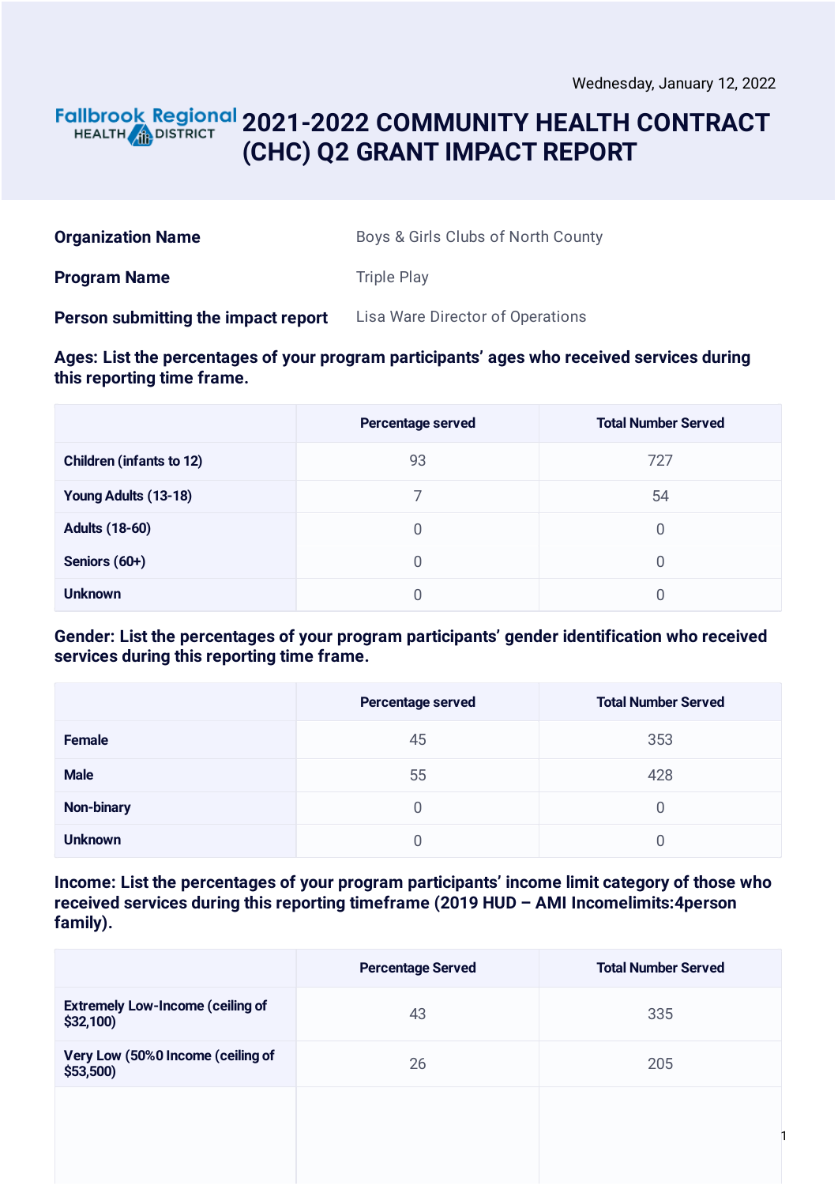Wednesday, January 12, 2022

Fallbrook Regional HEALTH DISTRICT

# 2021-2022 COMMUNITY HEALTH CONTRACT (CHC) Q2 GRANT IMPACT REPORT

| | |
|---|---|
| **Organization Name** | Boys & Girls Clubs of North County |
| **Program Name** | Triple Play |
| **Person submitting the impact report** | Lisa Ware Director of Operations |

### Ages: List the percentages of your program participants' ages who received services during this reporting time frame.

| | Percentage served | Total Number Served |
|---|---|---|
| **Children (infants to 12)** | 93 | 727 |
| **Young Adults (13-18)** | 7 | 54 |
| **Adults (18-60)** | 0 | 0 |
| **Seniors (60+)** | 0 | 0 |
| **Unknown** | 0 | 0 |

### Gender: List the percentages of your program participants' gender identification who received services during this reporting time frame.

| | Percentage served | Total Number Served |
|---|---|---|
| **Female** | 45 | 353 |
| **Male** | 55 | 428 |
| **Non-binary** | 0 | 0 |
| **Unknown** | 0 | 0 |

### Income: List the percentages of your program participants' income limit category of those who received services during this reporting timeframe (2019 HUD – AMI Incomelimits:4person family).

| | Percentage Served | Total Number Served |
|---|---|---|
| **Extremely Low-Income (ceiling of $32,100)** | 43 | 335 |
| **Very Low (50%0 Income (ceiling of $53,500)** | 26 | 205 |
| | | |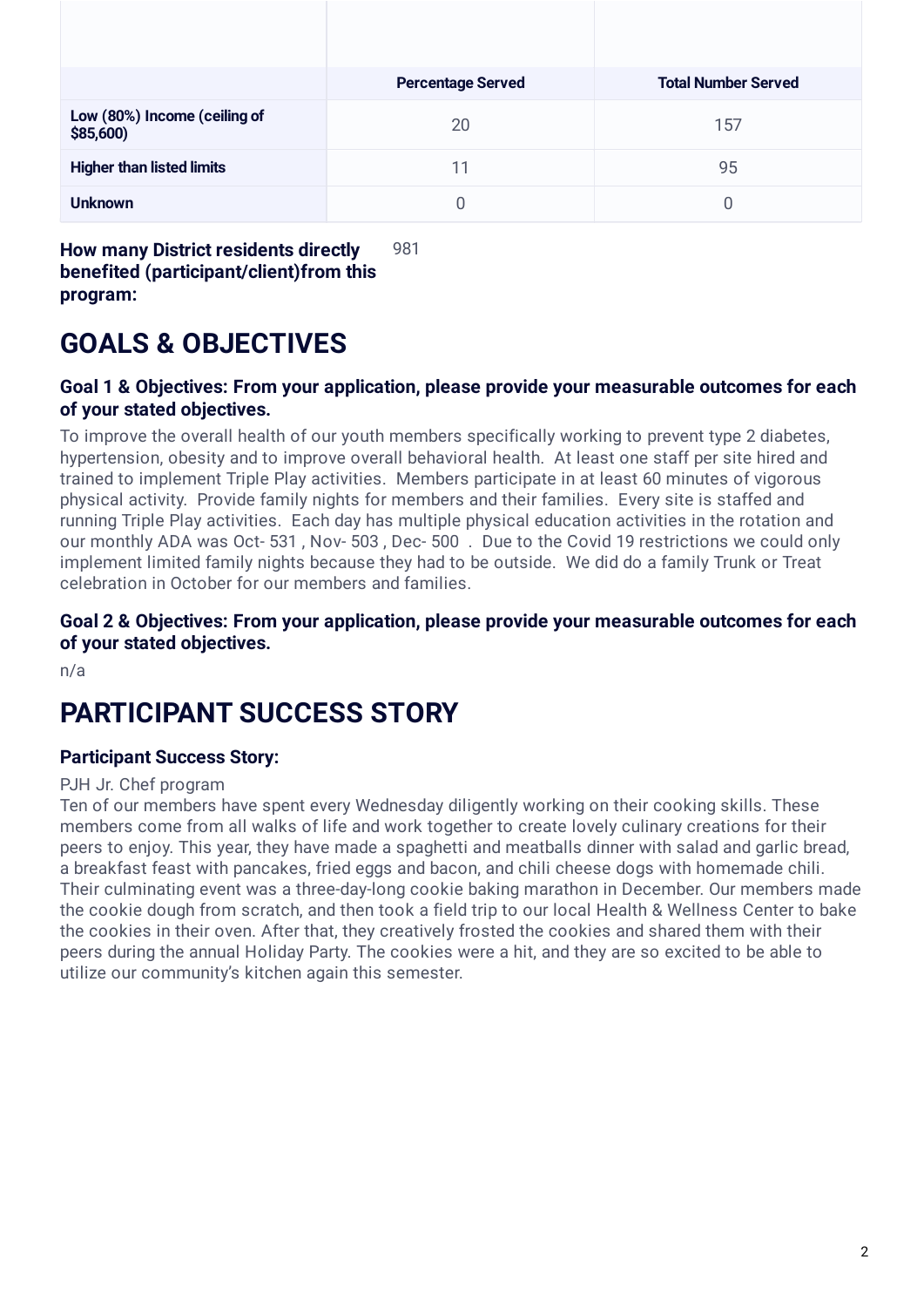| | Percentage Served | Total Number Served |
|---|---|---|
| **Low (80%) Income (ceiling of $85,600)** | 20 | 157 |
| **Higher than listed limits** | 11 | 95 |
| **Unknown** | 0 | 0 |

**How many District residents directly benefited (participant/client)from this program:** 981

# GOALS & OBJECTIVES

### Goal 1 & Objectives: From your application, please provide your measurable outcomes for each of your stated objectives.

To improve the overall health of our youth members specifically working to prevent type 2 diabetes, hypertension, obesity and to improve overall behavioral health. At least one staff per site hired and trained to implement Triple Play activities. Members participate in at least 60 minutes of vigorous physical activity. Provide family nights for members and their families. Every site is staffed and running Triple Play activities. Each day has multiple physical education activities in the rotation and our monthly ADA was Oct- 531 , Nov- 503 , Dec- 500 . Due to the Covid 19 restrictions we could only implement limited family nights because they had to be outside. We did do a family Trunk or Treat celebration in October for our members and families.

### Goal 2 & Objectives: From your application, please provide your measurable outcomes for each of your stated objectives.

n/a

# PARTICIPANT SUCCESS STORY

### Participant Success Story:

PJH Jr. Chef program
Ten of our members have spent every Wednesday diligently working on their cooking skills. These members come from all walks of life and work together to create lovely culinary creations for their peers to enjoy. This year, they have made a spaghetti and meatballs dinner with salad and garlic bread, a breakfast feast with pancakes, fried eggs and bacon, and chili cheese dogs with homemade chili. Their culminating event was a three-day-long cookie baking marathon in December. Our members made the cookie dough from scratch, and then took a field trip to our local Health & Wellness Center to bake the cookies in their oven. After that, they creatively frosted the cookies and shared them with their peers during the annual Holiday Party. The cookies were a hit, and they are so excited to be able to utilize our community's kitchen again this semester.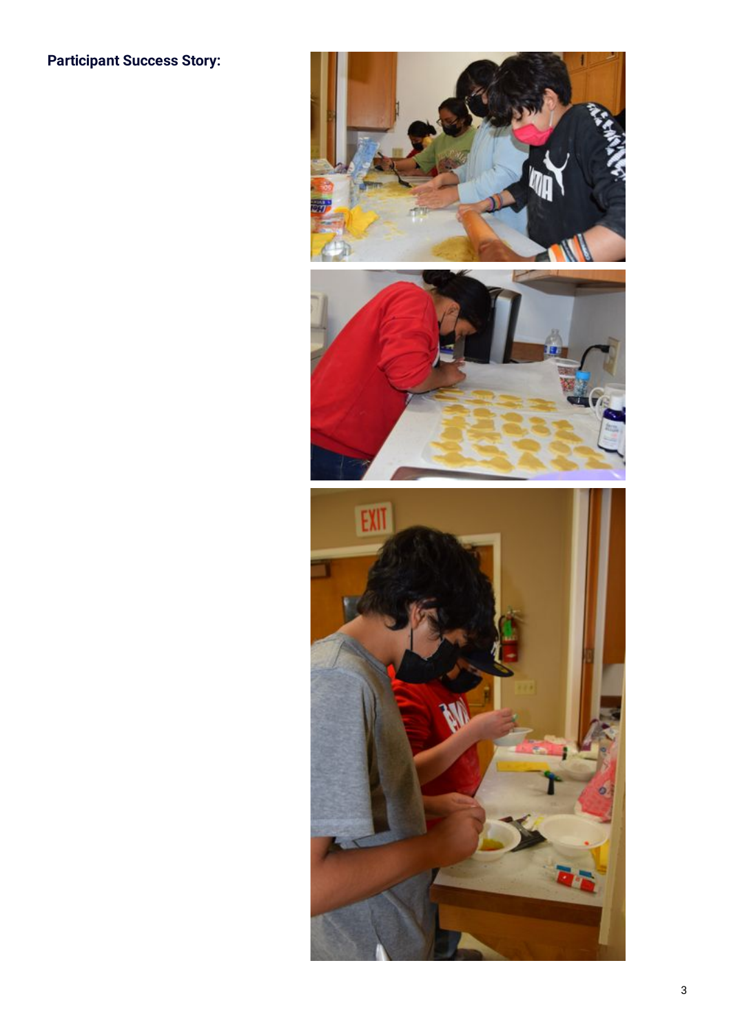**Participant Success Story:**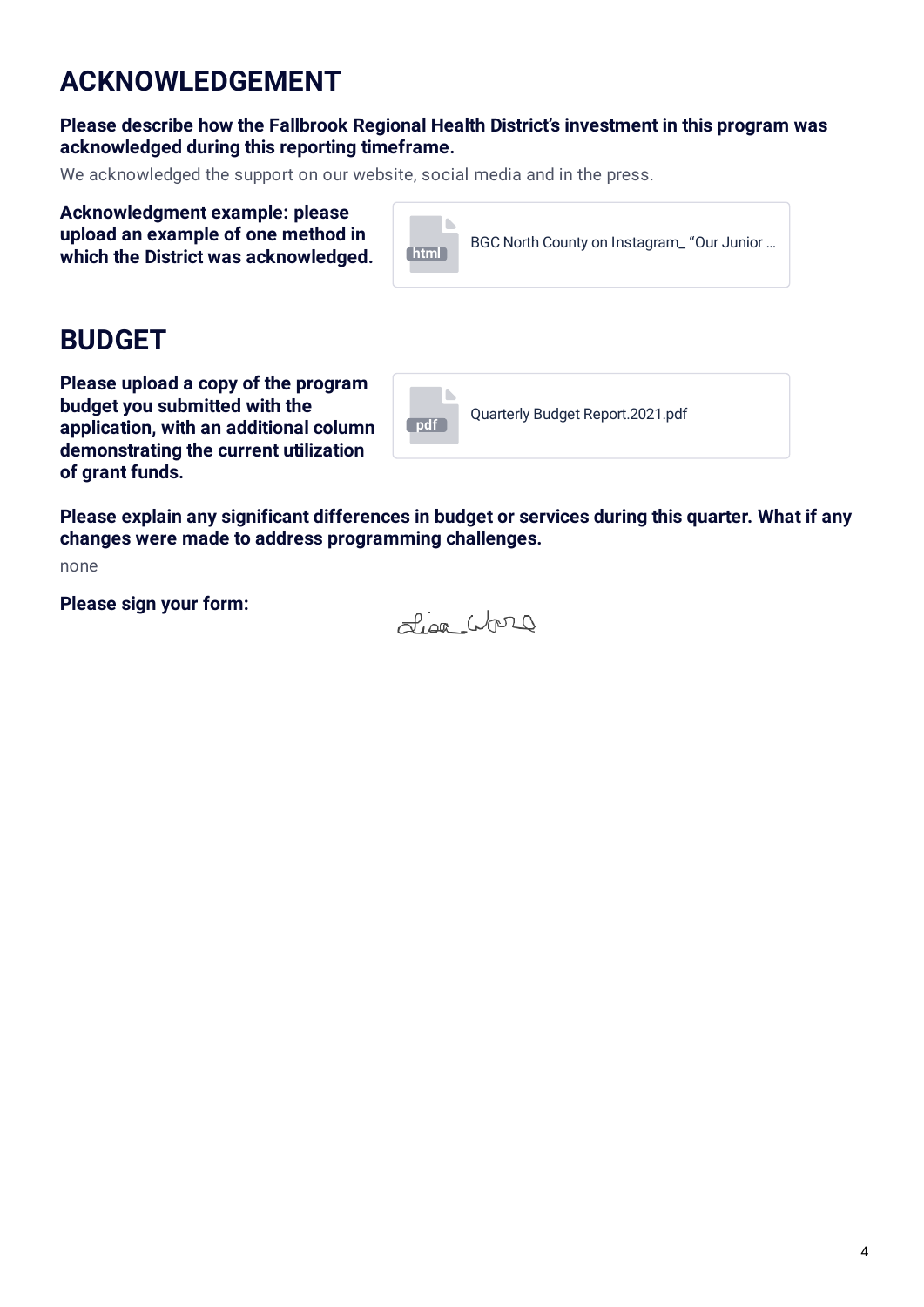# ACKNOWLEDGEMENT

**Please describe how the Fallbrook Regional Health District's investment in this program was acknowledged during this reporting timeframe.**

We acknowledged the support on our website, social media and in the press.

**Acknowledgment example: please upload an example of one method in which the District was acknowledged.**

html BGC North County on Instagram_ "Our Junior ...

# BUDGET

**Please upload a copy of the program budget you submitted with the application, with an additional column demonstrating the current utilization of grant funds.**

pdf Quarterly Budget Report.2021.pdf

**Please explain any significant differences in budget or services during this quarter. What if any changes were made to address programming challenges.**

none

**Please sign your form:**

Lisa Ward